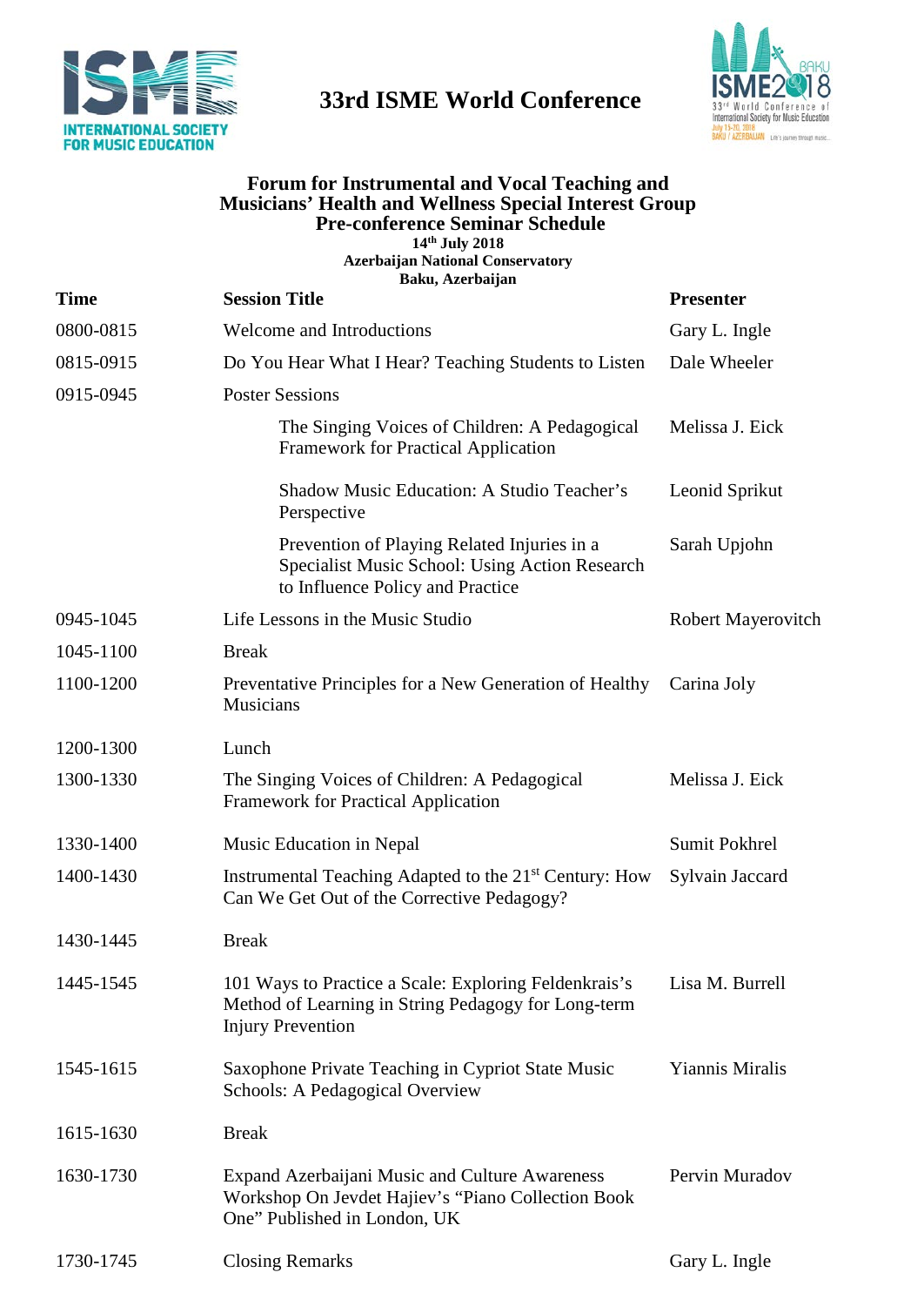# 33rd ISME World Conference

## Forum for Instrumental and Vocal Teaching and Musicians' Health and Wellness Special Interest Group Pre-conference Seminar Schedule

**14th July 2018**
**Azerbaijan National Conservatory**
**Baku, Azerbaijan**

| Time | Session Title | Presenter |
|---|---|---|
| 0800-0815 | Welcome and Introductions | Gary L. Ingle |
| 0815-0915 | Do You Hear What I Hear? Teaching Students to Listen | Dale Wheeler |
| 0915-0945 | Poster Sessions | |
| | The Singing Voices of Children: A Pedagogical Framework for Practical Application | Melissa J. Eick |
| | Shadow Music Education: A Studio Teacher's Perspective | Leonid Sprikut |
| | Prevention of Playing Related Injuries in a Specialist Music School: Using Action Research to Influence Policy and Practice | Sarah Upjohn |
| 0945-1045 | Life Lessons in the Music Studio | Robert Mayerovitch |
| 1045-1100 | Break | |
| 1100-1200 | Preventative Principles for a New Generation of Healthy Musicians | Carina Joly |
| 1200-1300 | Lunch | |
| 1300-1330 | The Singing Voices of Children: A Pedagogical Framework for Practical Application | Melissa J. Eick |
| 1330-1400 | Music Education in Nepal | Sumit Pokhrel |
| 1400-1430 | Instrumental Teaching Adapted to the 21st Century: How Can We Get Out of the Corrective Pedagogy? | Sylvain Jaccard |
| 1430-1445 | Break | |
| 1445-1545 | 101 Ways to Practice a Scale: Exploring Feldenkrais's Method of Learning in String Pedagogy for Long-term Injury Prevention | Lisa M. Burrell |
| 1545-1615 | Saxophone Private Teaching in Cypriot State Music Schools: A Pedagogical Overview | Yiannis Miralis |
| 1615-1630 | Break | |
| 1630-1730 | Expand Azerbaijani Music and Culture Awareness Workshop On Jevdet Hajiev's "Piano Collection Book One" Published in London, UK | Pervin Muradov |
| 1730-1745 | Closing Remarks | Gary L. Ingle |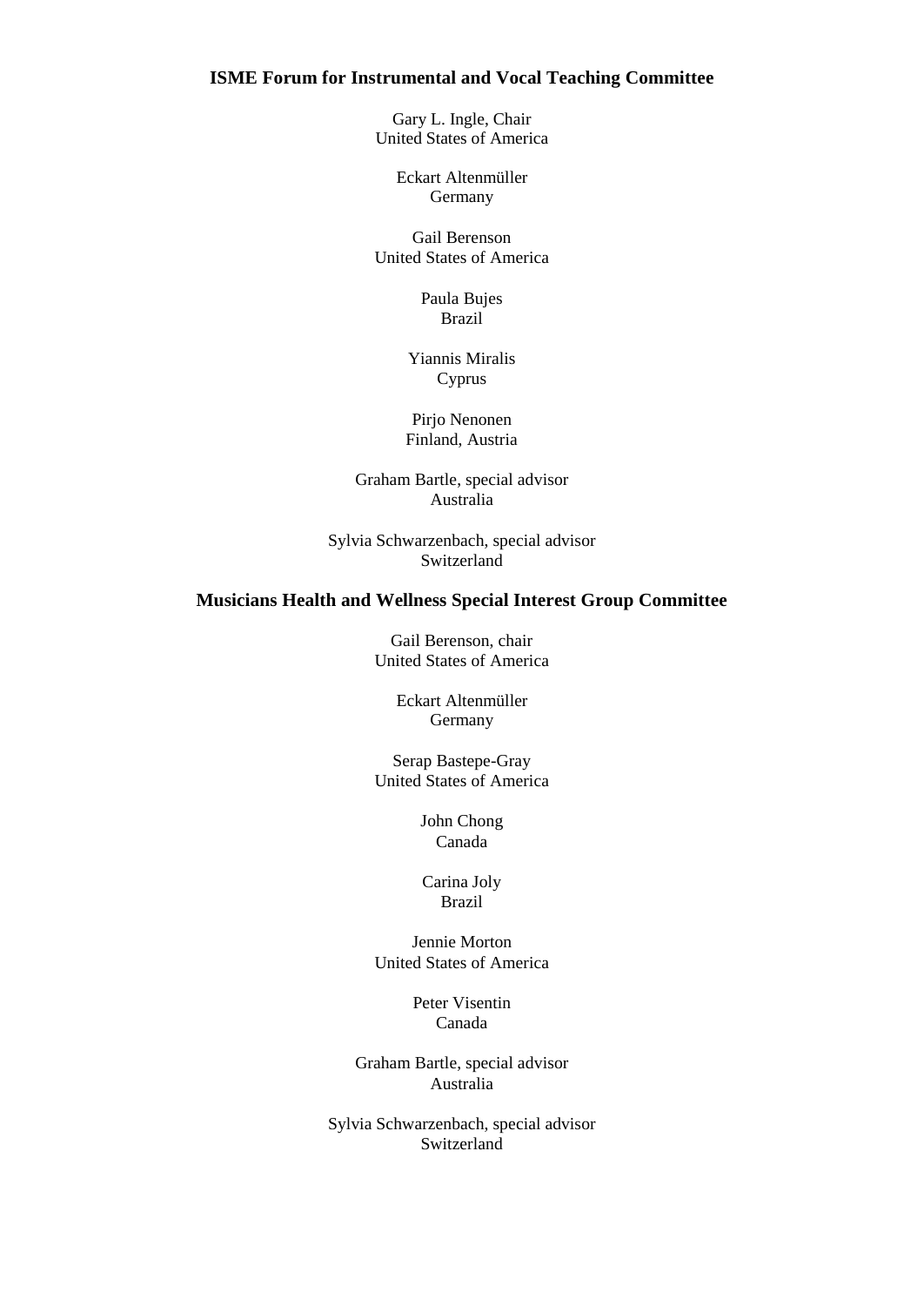## ISME Forum for Instrumental and Vocal Teaching Committee

Gary L. Ingle, Chair
United States of America

Eckart Altenmüller
Germany

Gail Berenson
United States of America

Paula Bujes
Brazil

Yiannis Miralis
Cyprus

Pirjo Nenonen
Finland, Austria

Graham Bartle, special advisor
Australia

Sylvia Schwarzenbach, special advisor
Switzerland

## Musicians Health and Wellness Special Interest Group Committee

Gail Berenson, chair
United States of America

Eckart Altenmüller
Germany

Serap Bastepe-Gray
United States of America

John Chong
Canada

Carina Joly
Brazil

Jennie Morton
United States of America

Peter Visentin
Canada

Graham Bartle, special advisor
Australia

Sylvia Schwarzenbach, special advisor
Switzerland